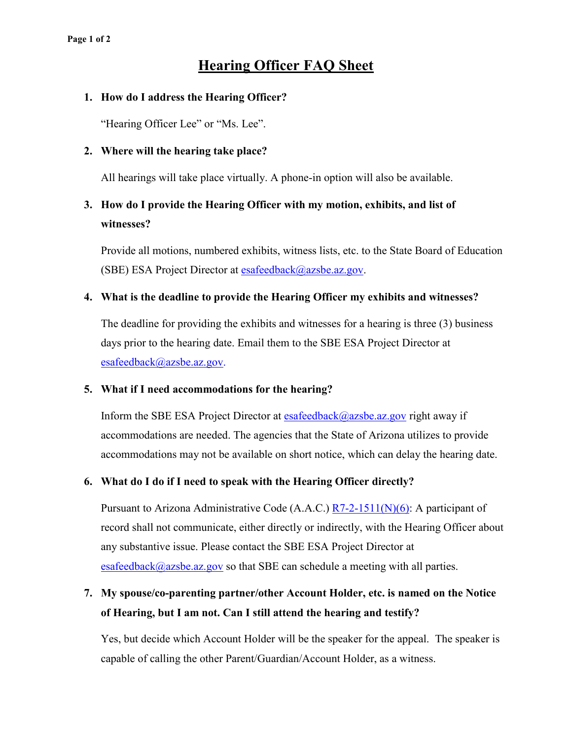# Hearing Officer FAQ Sheet

1. **How do I address the Hearing Officer?**

   "Hearing Officer Lee" or "Ms. Lee".

2. **Where will the hearing take place?**

   All hearings will take place virtually. A phone-in option will also be available.

3. **How do I provide the Hearing Officer with my motion, exhibits, and list of witnesses?**

   Provide all motions, numbered exhibits, witness lists, etc. to the State Board of Education (SBE) ESA Project Director at esafeedback@azsbe.az.gov.

4. **What is the deadline to provide the Hearing Officer my exhibits and witnesses?**

   The deadline for providing the exhibits and witnesses for a hearing is three (3) business days prior to the hearing date. Email them to the SBE ESA Project Director at esafeedback@azsbe.az.gov.

5. **What if I need accommodations for the hearing?**

   Inform the SBE ESA Project Director at esafeedback@azsbe.az.gov right away if accommodations are needed. The agencies that the State of Arizona utilizes to provide accommodations may not be available on short notice, which can delay the hearing date.

6. **What do I do if I need to speak with the Hearing Officer directly?**

   Pursuant to Arizona Administrative Code (A.A.C.) R7-2-1511(N)(6): A participant of record shall not communicate, either directly or indirectly, with the Hearing Officer about any substantive issue. Please contact the SBE ESA Project Director at esafeedback@azsbe.az.gov so that SBE can schedule a meeting with all parties.

7. **My spouse/co-parenting partner/other Account Holder, etc. is named on the Notice of Hearing, but I am not. Can I still attend the hearing and testify?**

   Yes, but decide which Account Holder will be the speaker for the appeal. The speaker is capable of calling the other Parent/Guardian/Account Holder, as a witness.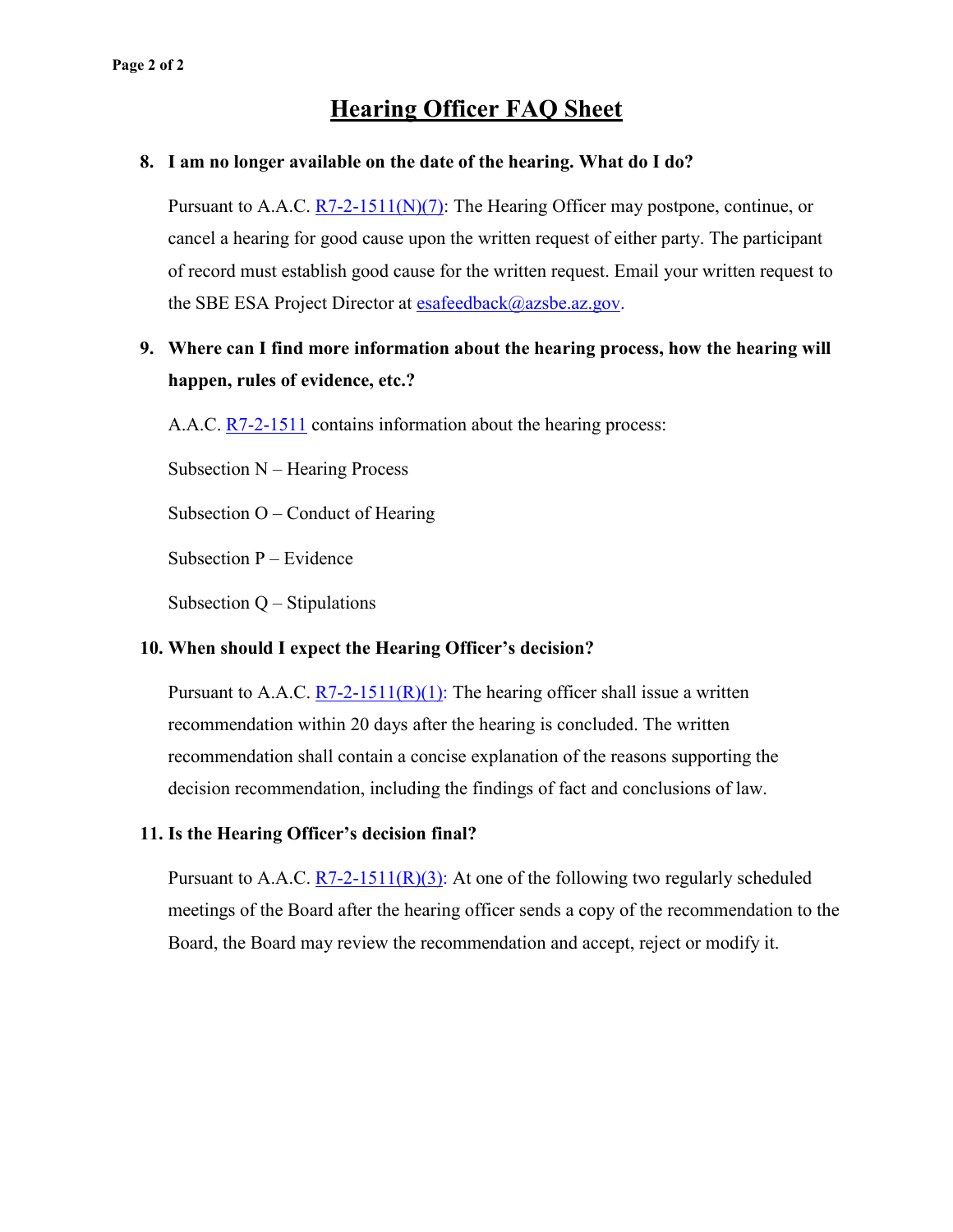# Hearing Officer FAQ Sheet

**8. I am no longer available on the date of the hearing. What do I do?**

Pursuant to A.A.C. R7-2-1511(N)(7): The Hearing Officer may postpone, continue, or cancel a hearing for good cause upon the written request of either party. The participant of record must establish good cause for the written request. Email your written request to the SBE ESA Project Director at esafeedback@azsbe.az.gov.

**9. Where can I find more information about the hearing process, how the hearing will happen, rules of evidence, etc.?**

A.A.C. R7-2-1511 contains information about the hearing process:

Subsection N – Hearing Process

Subsection O – Conduct of Hearing

Subsection P – Evidence

Subsection Q – Stipulations

**10. When should I expect the Hearing Officer's decision?**

Pursuant to A.A.C. R7-2-1511(R)(1): The hearing officer shall issue a written recommendation within 20 days after the hearing is concluded. The written recommendation shall contain a concise explanation of the reasons supporting the decision recommendation, including the findings of fact and conclusions of law.

**11. Is the Hearing Officer's decision final?**

Pursuant to A.A.C. R7-2-1511(R)(3): At one of the following two regularly scheduled meetings of the Board after the hearing officer sends a copy of the recommendation to the Board, the Board may review the recommendation and accept, reject or modify it.